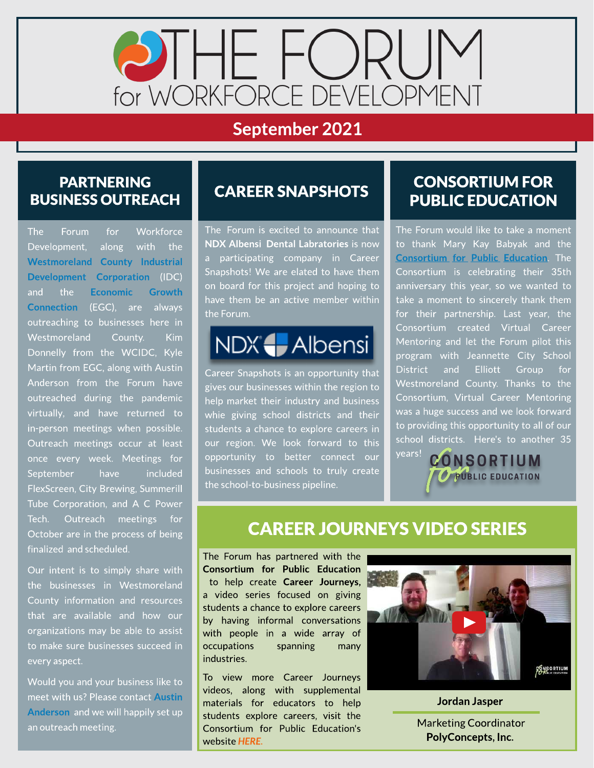# THE FORUM for WORKFORCE DEVELOPMENT

## September 2021

## PARTNERING BUSINESS OUTREACH

The Forum for Workforce Development, along with the **Westmoreland County Industrial Development Corporation** (IDC) and the **Economic Growth Connection** (EGC), are always outreaching to businesses here in Westmoreland County. Kim Donnelly from the WCIDC, Kyle Martin from EGC, along with Austin Anderson from the Forum have outreached during the pandemic virtually, and have returned to in-person meetings when possible. Outreach meetings occur at least once every week. Meetings for September have included FlexScreen, City Brewing, Summerill Tube Corporation, and A C Power Tech. Outreach meetings for October are in the process of being finalized and scheduled.

Our intent is to simply share with the businesses in Westmoreland County information and resources that are available and how our organizations may be able to assist to make sure businesses succeed in every aspect.

Would you and your business like to meet with us? Please contact **Austin Anderson** and we will happily set up an outreach meeting.

## CAREER SNAPSHOTS

The Forum is excited to announce that **NDX Albensi Dental Labratories** is now a participating company in Career Snapshots! We are elated to have them on board for this project and hoping to have them be an active member within the Forum.

NDX Albensi

Career Snapshots is an opportunity that gives our businesses within the region to help market their industry and business whie giving school districts and their students a chance to explore careers in our region. We look forward to this opportunity to better connect our businesses and schools to truly create the school-to-business pipeline.

## CONSORTIUM FOR PUBLIC EDUCATION

The Forum would like to take a moment to thank Mary Kay Babyak and the **Consortium for Public Education**. The Consortium is celebrating their 35th anniversary this year, so we wanted to take a moment to sincerely thank them for their partnership. Last year, the Consortium created Virtual Career Mentoring and let the Forum pilot this program with Jeannette City School District and Elliott Group for Westmoreland County. Thanks to the Consortium, Virtual Career Mentoring was a huge success and we look forward to providing this opportunity to all of our school districts. Here's to another 35 years!

CONSORTIUM for PUBLIC EDUCATION

## CAREER JOURNEYS VIDEO SERIES

The Forum has partnered with the **Consortium for Public Education** to help create **Career Journeys**, a video series focused on giving students a chance to explore careers by having informal conversations with people in a wide array of occupations spanning many industries.

To view more Career Journeys videos, along with supplemental materials for educators to help students explore careers, visit the Consortium for Public Education's website ***HERE***.

**Jordan Jasper**

Marketing Coordinator
**PolyConcepts, Inc.**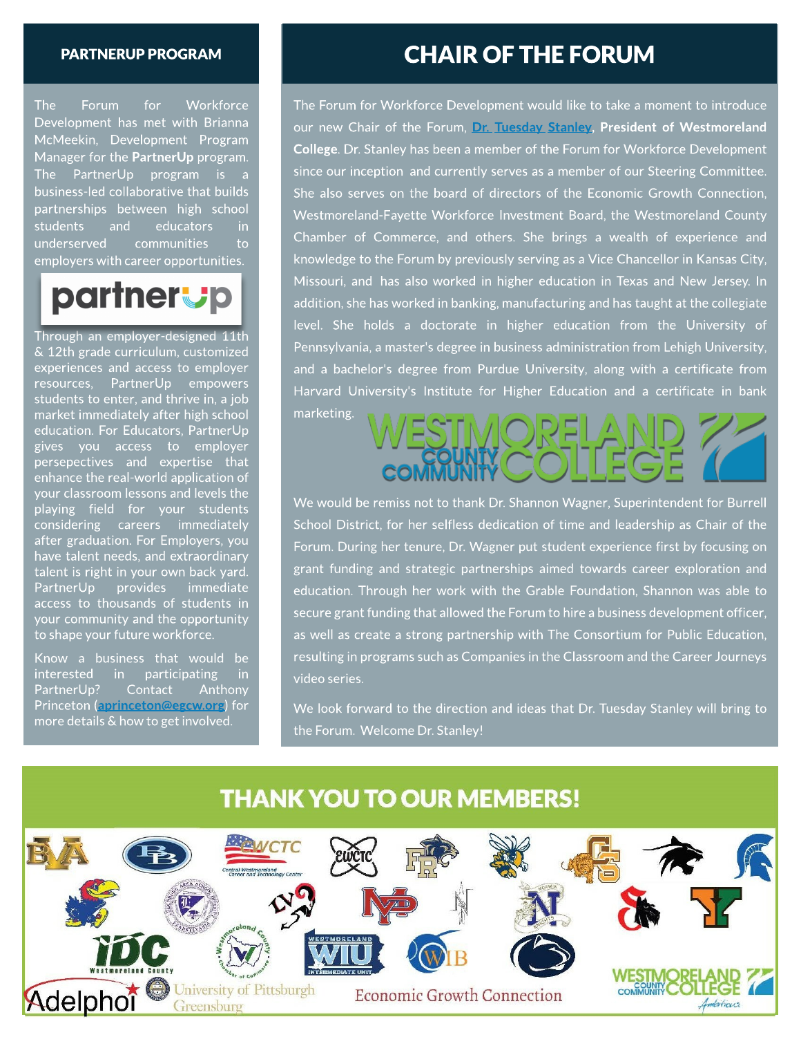## PARTNERUP PROGRAM

The Forum for Workforce Development has met with Brianna McMeekin, Development Program Manager for the **PartnerUp** program. The PartnerUp program is a business-led collaborative that builds partnerships between high school students and educators in underserved communities to employers with career opportunities.

Through an employer-designed 11th & 12th grade curriculum, customized experiences and access to employer resources, PartnerUp empowers students to enter, and thrive in, a job market immediately after high school education. For Educators, PartnerUp gives you access to employer persepectives and expertise that enhance the real-world application of your classroom lessons and levels the playing field for your students considering careers immediately after graduation. For Employers, you have talent needs, and extraordinary talent is right in your own back yard. PartnerUp provides immediate access to thousands of students in your community and the opportunity to shape your future workforce.

Know a business that would be interested in participating in PartnerUp? Contact Anthony Princeton (**aprinceton@egcw.org**) for more details & how to get involved.

# CHAIR OF THE FORUM

The Forum for Workforce Development would like to take a moment to introduce our new Chair of the Forum, **Dr. Tuesday Stanley**, **President of Westmoreland College**. Dr. Stanley has been a member of the Forum for Workforce Development since our inception and currently serves as a member of our Steering Committee. She also serves on the board of directors of the Economic Growth Connection, Westmoreland-Fayette Workforce Investment Board, the Westmoreland County Chamber of Commerce, and others. She brings a wealth of experience and knowledge to the Forum by previously serving as a Vice Chancellor in Kansas City, Missouri, and has also worked in higher education in Texas and New Jersey. In addition, she has worked in banking, manufacturing and has taught at the collegiate level. She holds a doctorate in higher education from the University of Pennsylvania, a master's degree in business administration from Lehigh University, and a bachelor's degree from Purdue University, along with a certificate from Harvard University's Institute for Higher Education and a certificate in bank marketing.

We would be remiss not to thank Dr. Shannon Wagner, Superintendent for Burrell School District, for her selfless dedication of time and leadership as Chair of the Forum. During her tenure, Dr. Wagner put student experience first by focusing on grant funding and strategic partnerships aimed towards career exploration and education. Through her work with the Grable Foundation, Shannon was able to secure grant funding that allowed the Forum to hire a business development officer, as well as create a strong partnership with The Consortium for Public Education, resulting in programs such as Companies in the Classroom and the Career Journeys video series.

We look forward to the direction and ideas that Dr. Tuesday Stanley will bring to the Forum. Welcome Dr. Stanley!

## THANK YOU TO OUR MEMBERS!